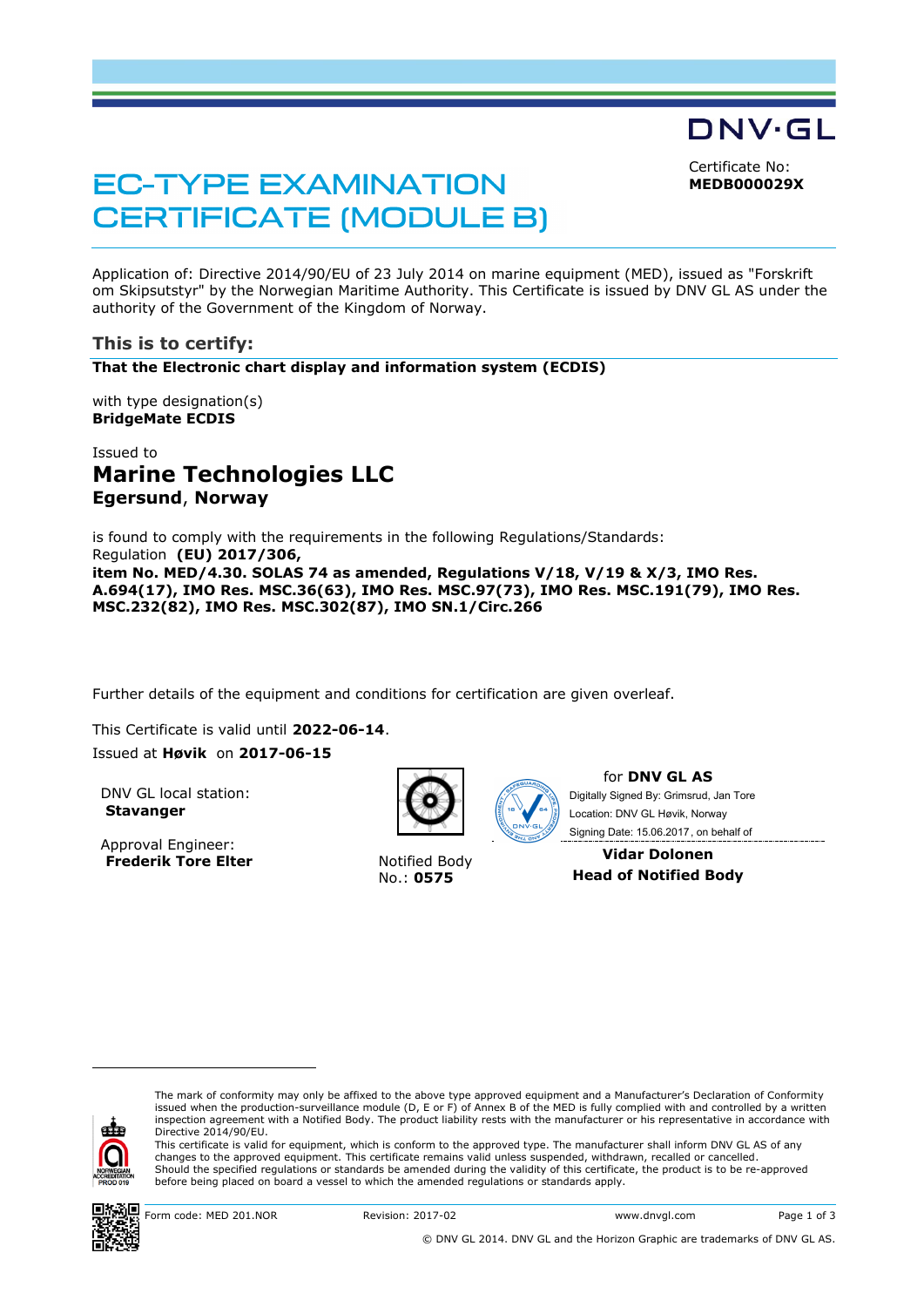DNV·GL

# EC-TYPE EXAMINATION CERTIFICATE (MODULE B)

Certificate No:
**MEDB000029X**

Application of: Directive 2014/90/EU of 23 July 2014 on marine equipment (MED), issued as "Forskrift om Skipsutstyr" by the Norwegian Maritime Authority. This Certificate is issued by DNV GL AS under the authority of the Government of the Kingdom of Norway.

## This is to certify:

**That the Electronic chart display and information system (ECDIS)**

with type designation(s)
**BridgeMate ECDIS**

Issued to
## Marine Technologies LLC
**Egersund**, **Norway**

is found to comply with the requirements in the following Regulations/Standards:
Regulation **(EU) 2017/306,**
**item No. MED/4.30. SOLAS 74 as amended, Regulations V/18, V/19 & X/3, IMO Res. A.694(17), IMO Res. MSC.36(63), IMO Res. MSC.97(73), IMO Res. MSC.191(79), IMO Res. MSC.232(82), IMO Res. MSC.302(87), IMO SN.1/Circ.266**

Further details of the equipment and conditions for certification are given overleaf.

This Certificate is valid until **2022-06-14**.
Issued at **Høvik** on **2017-06-15**

DNV GL local station:
**Stavanger**

Approval Engineer:
**Frederik Tore Elter**

Notified Body
No.: **0575**

for **DNV GL AS**
Digitally Signed By: Grimsrud, Jan Tore
Location: DNV GL Høvik, Norway
Signing Date: 15.06.2017 , on behalf of

**Vidar Dolonen**
**Head of Notified Body**

---

The mark of conformity may only be affixed to the above type approved equipment and a Manufacturer's Declaration of Conformity issued when the production-surveillance module (D, E or F) of Annex B of the MED is fully complied with and controlled by a written inspection agreement with a Notified Body. The product liability rests with the manufacturer or his representative in accordance with Directive 2014/90/EU.
This certificate is valid for equipment, which is conform to the approved type. The manufacturer shall inform DNV GL AS of any changes to the approved equipment. This certificate remains valid unless suspended, withdrawn, recalled or cancelled.
Should the specified regulations or standards be amended during the validity of this certificate, the product is to be re-approved before being placed on board a vessel to which the amended regulations or standards apply.

Form code: MED 201.NOR Revision: 2017-02 www.dnvgl.com

© DNV GL 2014. DNV GL and the Horizon Graphic are trademarks of DNV GL AS.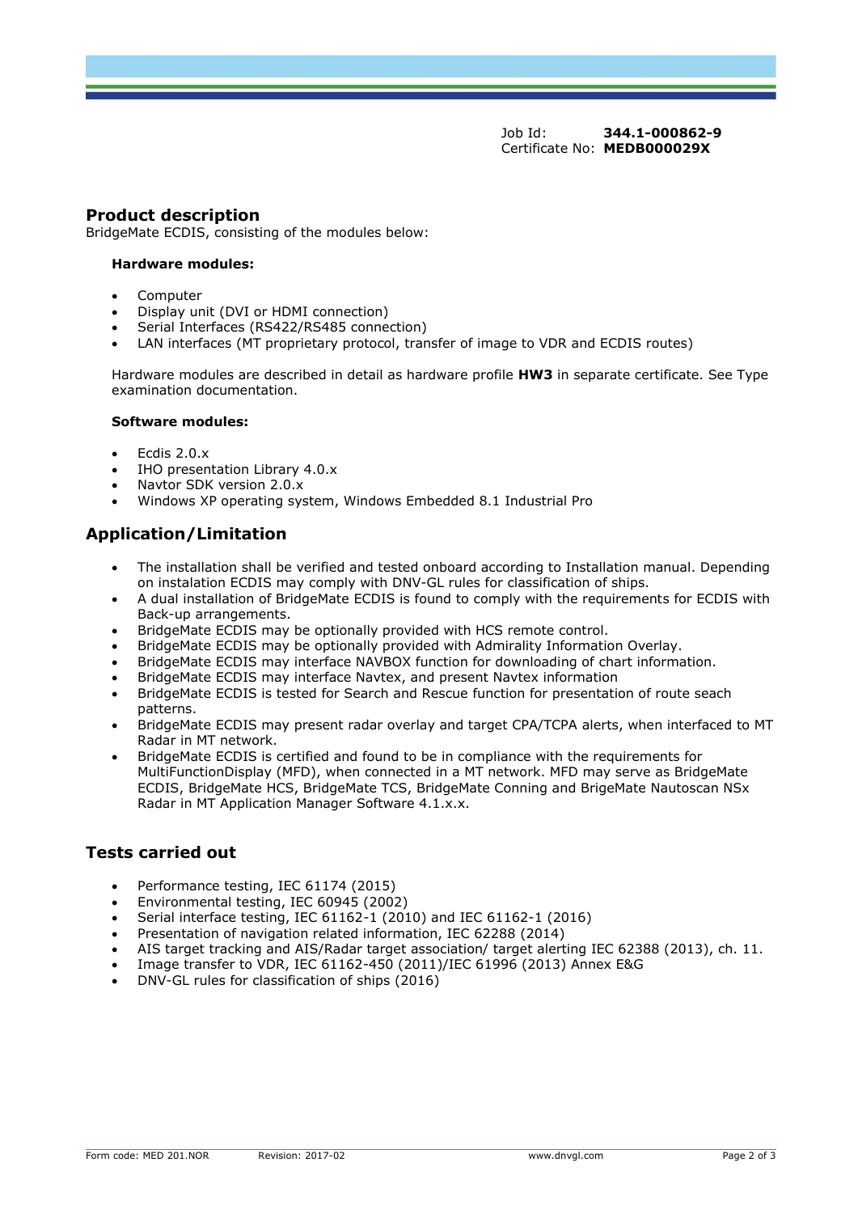Job Id: **344.1-000862-9**
Certificate No: **MEDB000029X**

## Product description

BridgeMate ECDIS, consisting of the modules below:

**Hardware modules:**

- Computer
- Display unit (DVI or HDMI connection)
- Serial Interfaces (RS422/RS485 connection)
- LAN interfaces (MT proprietary protocol, transfer of image to VDR and ECDIS routes)

Hardware modules are described in detail as hardware profile **HW3** in separate certificate. See Type examination documentation.

**Software modules:**

- Ecdis 2.0.x
- IHO presentation Library 4.0.x
- Navtor SDK version 2.0.x
- Windows XP operating system, Windows Embedded 8.1 Industrial Pro

## Application/Limitation

- The installation shall be verified and tested onboard according to Installation manual. Depending on instalation ECDIS may comply with DNV-GL rules for classification of ships.
- A dual installation of BridgeMate ECDIS is found to comply with the requirements for ECDIS with Back-up arrangements.
- BridgeMate ECDIS may be optionally provided with HCS remote control.
- BridgeMate ECDIS may be optionally provided with Admirality Information Overlay.
- BridgeMate ECDIS may interface NAVBOX function for downloading of chart information.
- BridgeMate ECDIS may interface Navtex, and present Navtex information
- BridgeMate ECDIS is tested for Search and Rescue function for presentation of route seach patterns.
- BridgeMate ECDIS may present radar overlay and target CPA/TCPA alerts, when interfaced to MT Radar in MT network.
- BridgeMate ECDIS is certified and found to be in compliance with the requirements for MultiFunctionDisplay (MFD), when connected in a MT network. MFD may serve as BridgeMate ECDIS, BridgeMate HCS, BridgeMate TCS, BridgeMate Conning and BrigeMate Nautoscan NSx Radar in MT Application Manager Software 4.1.x.x.

## Tests carried out

- Performance testing, IEC 61174 (2015)
- Environmental testing, IEC 60945 (2002)
- Serial interface testing, IEC 61162-1 (2010) and IEC 61162-1 (2016)
- Presentation of navigation related information, IEC 62288 (2014)
- AIS target tracking and AIS/Radar target association/ target alerting IEC 62388 (2013), ch. 11.
- Image transfer to VDR, IEC 61162-450 (2011)/IEC 61996 (2013) Annex E&G
- DNV-GL rules for classification of ships (2016)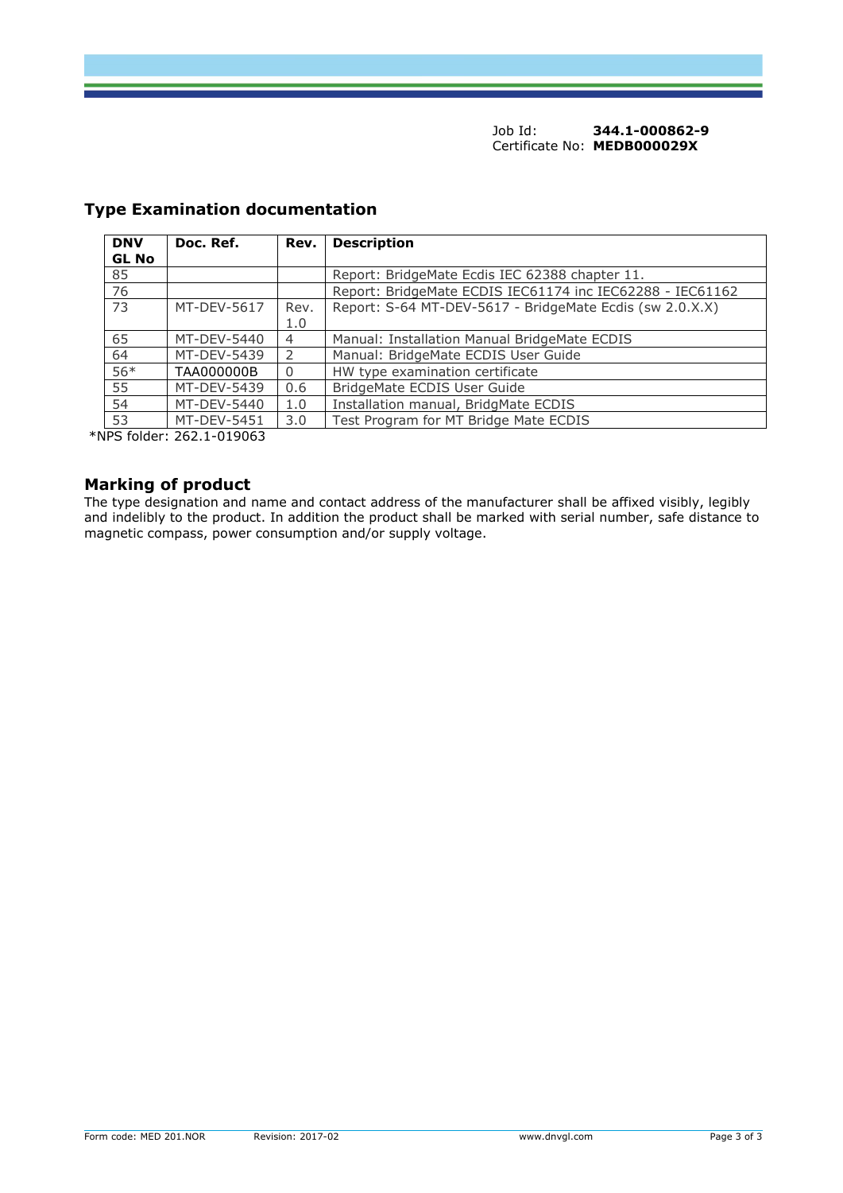Job Id: **344.1-000862-9**
Certificate No: **MEDB000029X**

## Type Examination documentation

| DNV GL No | Doc. Ref. | Rev. | Description |
|---|---|---|---|
| 85 | | | Report: BridgeMate Ecdis IEC 62388 chapter 11. |
| 76 | | | Report: BridgeMate ECDIS IEC61174 inc IEC62288 - IEC61162 |
| 73 | MT-DEV-5617 | Rev. 1.0 | Report: S-64 MT-DEV-5617 - BridgeMate Ecdis (sw 2.0.X.X) |
| 65 | MT-DEV-5440 | 4 | Manual: Installation Manual BridgeMate ECDIS |
| 64 | MT-DEV-5439 | 2 | Manual: BridgeMate ECDIS User Guide |
| 56* | TAA000000B | 0 | HW type examination certificate |
| 55 | MT-DEV-5439 | 0.6 | BridgeMate ECDIS User Guide |
| 54 | MT-DEV-5440 | 1.0 | Installation manual, BridgMate ECDIS |
| 53 | MT-DEV-5451 | 3.0 | Test Program for MT Bridge Mate ECDIS |

*NPS folder: 262.1-019063

## Marking of product

The type designation and name and contact address of the manufacturer shall be affixed visibly, legibly and indelibly to the product. In addition the product shall be marked with serial number, safe distance to magnetic compass, power consumption and/or supply voltage.

Form code: MED 201.NOR Revision: 2017-02 www.dnvgl.com